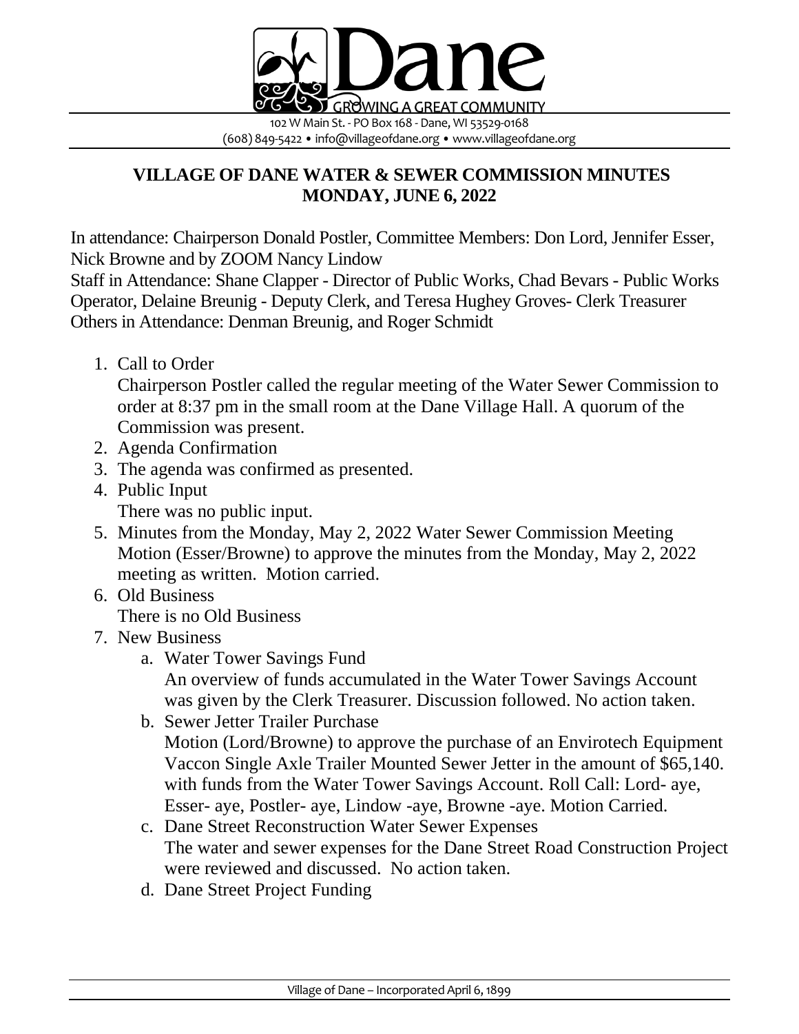Dane

GROWING A GREAT COMMUNITY

102 W Main St. - PO Box 168 - Dane, WI 53529-0168
(608) 849-5422 • info@villageofdane.org • www.villageofdane.org

## VILLAGE OF DANE WATER & SEWER COMMISSION MINUTES
## MONDAY, JUNE 6, 2022

In attendance: Chairperson Donald Postler, Committee Members: Don Lord, Jennifer Esser, Nick Browne and by ZOOM Nancy Lindow
Staff in Attendance: Shane Clapper - Director of Public Works, Chad Bevars - Public Works Operator, Delaine Breunig - Deputy Clerk, and Teresa Hughey Groves- Clerk Treasurer
Others in Attendance: Denman Breunig, and Roger Schmidt

1. Call to Order
   Chairperson Postler called the regular meeting of the Water Sewer Commission to order at 8:37 pm in the small room at the Dane Village Hall. A quorum of the Commission was present.
2. Agenda Confirmation
3. The agenda was confirmed as presented.
4. Public Input
   There was no public input.
5. Minutes from the Monday, May 2, 2022 Water Sewer Commission Meeting
   Motion (Esser/Browne) to approve the minutes from the Monday, May 2, 2022 meeting as written. Motion carried.
6. Old Business
   There is no Old Business
7. New Business
   a. Water Tower Savings Fund
      An overview of funds accumulated in the Water Tower Savings Account was given by the Clerk Treasurer. Discussion followed. No action taken.
   b. Sewer Jetter Trailer Purchase
      Motion (Lord/Browne) to approve the purchase of an Envirotech Equipment Vaccon Single Axle Trailer Mounted Sewer Jetter in the amount of $65,140. with funds from the Water Tower Savings Account. Roll Call: Lord- aye, Esser- aye, Postler- aye, Lindow -aye, Browne -aye. Motion Carried.
   c. Dane Street Reconstruction Water Sewer Expenses
      The water and sewer expenses for the Dane Street Road Construction Project were reviewed and discussed. No action taken.
   d. Dane Street Project Funding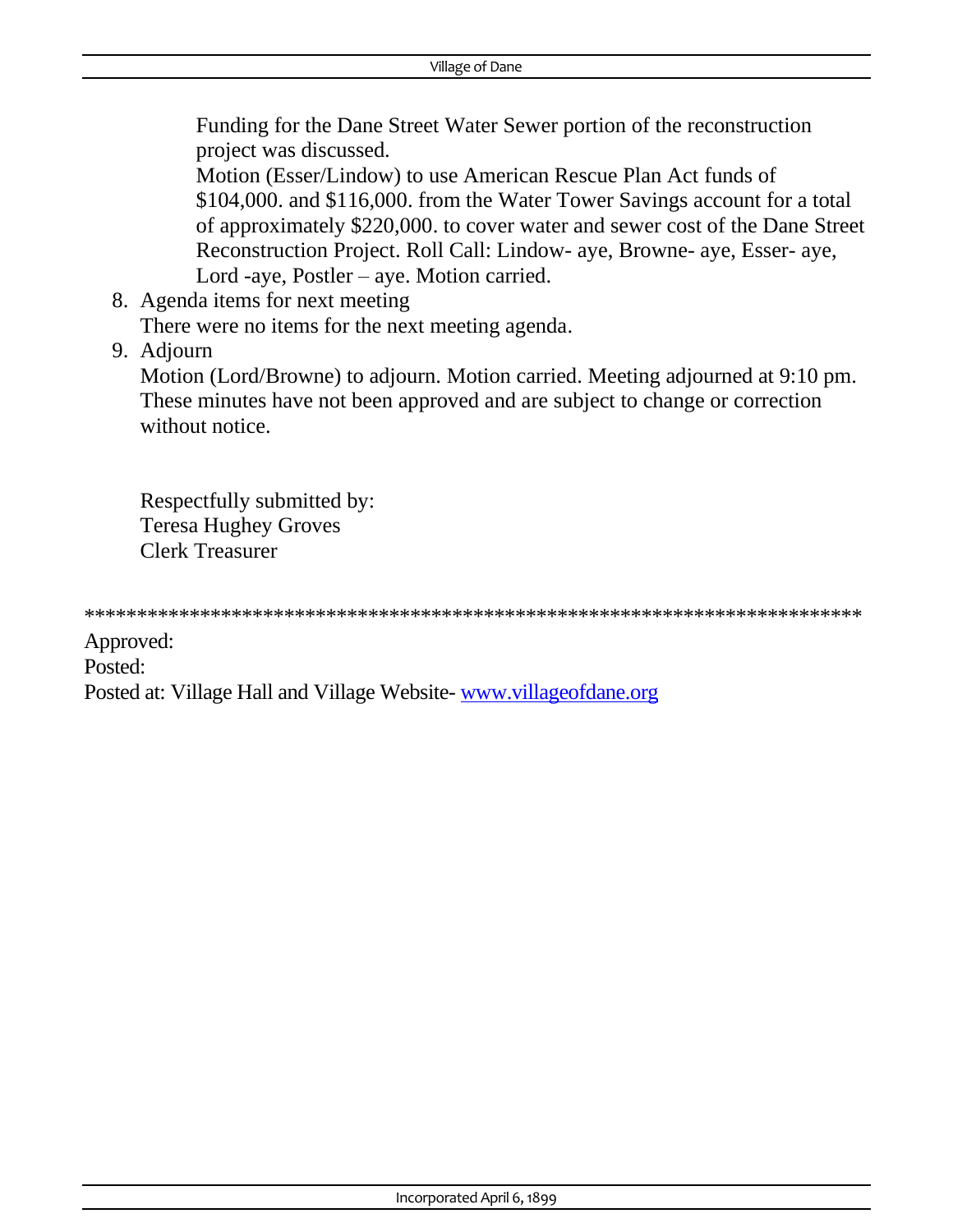Funding for the Dane Street Water Sewer portion of the reconstruction project was discussed.
Motion (Esser/Lindow) to use American Rescue Plan Act funds of $104,000. and $116,000. from the Water Tower Savings account for a total of approximately $220,000. to cover water and sewer cost of the Dane Street Reconstruction Project. Roll Call: Lindow- aye, Browne- aye, Esser- aye, Lord -aye, Postler – aye. Motion carried.

8. Agenda items for next meeting
   There were no items for the next meeting agenda.
9. Adjourn
   Motion (Lord/Browne) to adjourn. Motion carried. Meeting adjourned at 9:10 pm. These minutes have not been approved and are subject to change or correction without notice.

Respectfully submitted by:
Teresa Hughey Groves
Clerk Treasurer

*************************************************************************

Approved:
Posted:
Posted at: Village Hall and Village Website- www.villageofdane.org